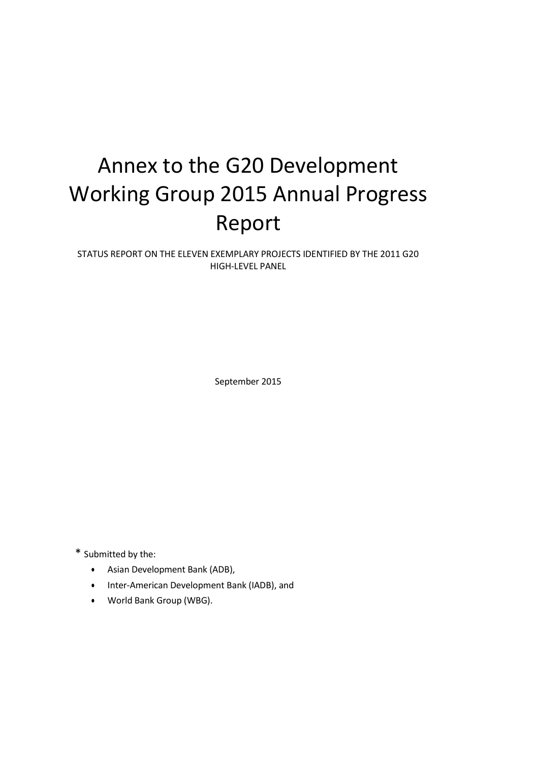# Annex to the G20 Development Working Group 2015 Annual Progress Report

STATUS REPORT ON THE ELEVEN EXEMPLARY PROJECTS IDENTIFIED BY THE 2011 G20 HIGH-LEVEL PANEL

September 2015

* Submitted by the:

- Asian Development Bank (ADB),
- Inter-American Development Bank (IADB), and
- World Bank Group (WBG).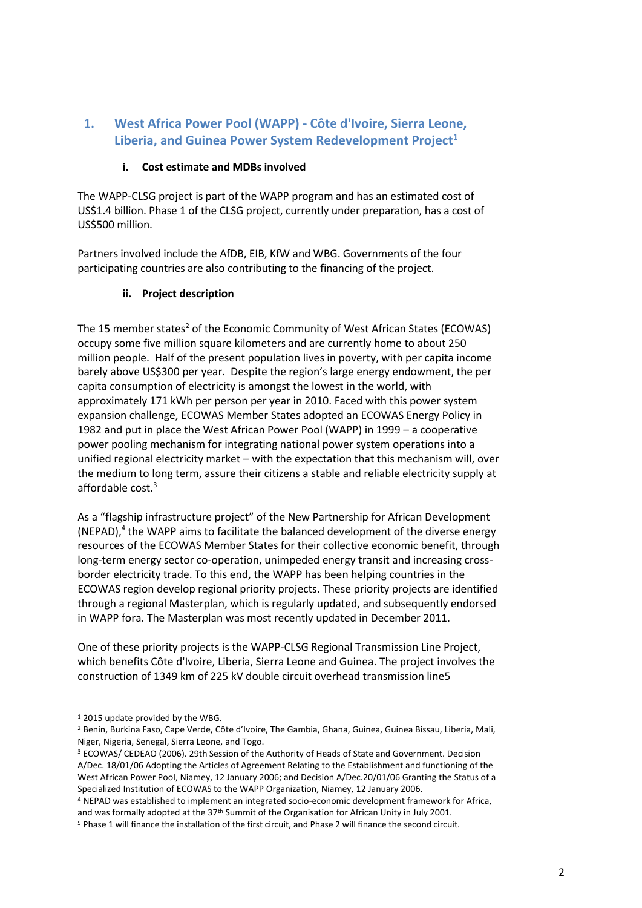## 1. West Africa Power Pool (WAPP) - Côte d'Ivoire, Sierra Leone, Liberia, and Guinea Power System Redevelopment Project[1]

### i. Cost estimate and MDBs involved

The WAPP-CLSG project is part of the WAPP program and has an estimated cost of US$1.4 billion. Phase 1 of the CLSG project, currently under preparation, has a cost of US$500 million.

Partners involved include the AfDB, EIB, KfW and WBG. Governments of the four participating countries are also contributing to the financing of the project.

### ii. Project description

The 15 member states[2] of the Economic Community of West African States (ECOWAS) occupy some five million square kilometers and are currently home to about 250 million people. Half of the present population lives in poverty, with per capita income barely above US$300 per year. Despite the region's large energy endowment, the per capita consumption of electricity is amongst the lowest in the world, with approximately 171 kWh per person per year in 2010. Faced with this power system expansion challenge, ECOWAS Member States adopted an ECOWAS Energy Policy in 1982 and put in place the West African Power Pool (WAPP) in 1999 – a cooperative power pooling mechanism for integrating national power system operations into a unified regional electricity market – with the expectation that this mechanism will, over the medium to long term, assure their citizens a stable and reliable electricity supply at affordable cost.[3]

As a "flagship infrastructure project" of the New Partnership for African Development (NEPAD),[4] the WAPP aims to facilitate the balanced development of the diverse energy resources of the ECOWAS Member States for their collective economic benefit, through long-term energy sector co-operation, unimpeded energy transit and increasing cross-border electricity trade. To this end, the WAPP has been helping countries in the ECOWAS region develop regional priority projects. These priority projects are identified through a regional Masterplan, which is regularly updated, and subsequently endorsed in WAPP fora. The Masterplan was most recently updated in December 2011.

One of these priority projects is the WAPP-CLSG Regional Transmission Line Project, which benefits Côte d'Ivoire, Liberia, Sierra Leone and Guinea. The project involves the construction of 1349 km of 225 kV double circuit overhead transmission line5

---

[1] 2015 update provided by the WBG.

[2] Benin, Burkina Faso, Cape Verde, Côte d'Ivoire, The Gambia, Ghana, Guinea, Guinea Bissau, Liberia, Mali, Niger, Nigeria, Senegal, Sierra Leone, and Togo.

[3] ECOWAS/ CEDEAO (2006). 29th Session of the Authority of Heads of State and Government. Decision A/Dec. 18/01/06 Adopting the Articles of Agreement Relating to the Establishment and functioning of the West African Power Pool, Niamey, 12 January 2006; and Decision A/Dec.20/01/06 Granting the Status of a Specialized Institution of ECOWAS to the WAPP Organization, Niamey, 12 January 2006.

[4] NEPAD was established to implement an integrated socio-economic development framework for Africa, and was formally adopted at the 37th Summit of the Organisation for African Unity in July 2001.

[5] Phase 1 will finance the installation of the first circuit, and Phase 2 will finance the second circuit.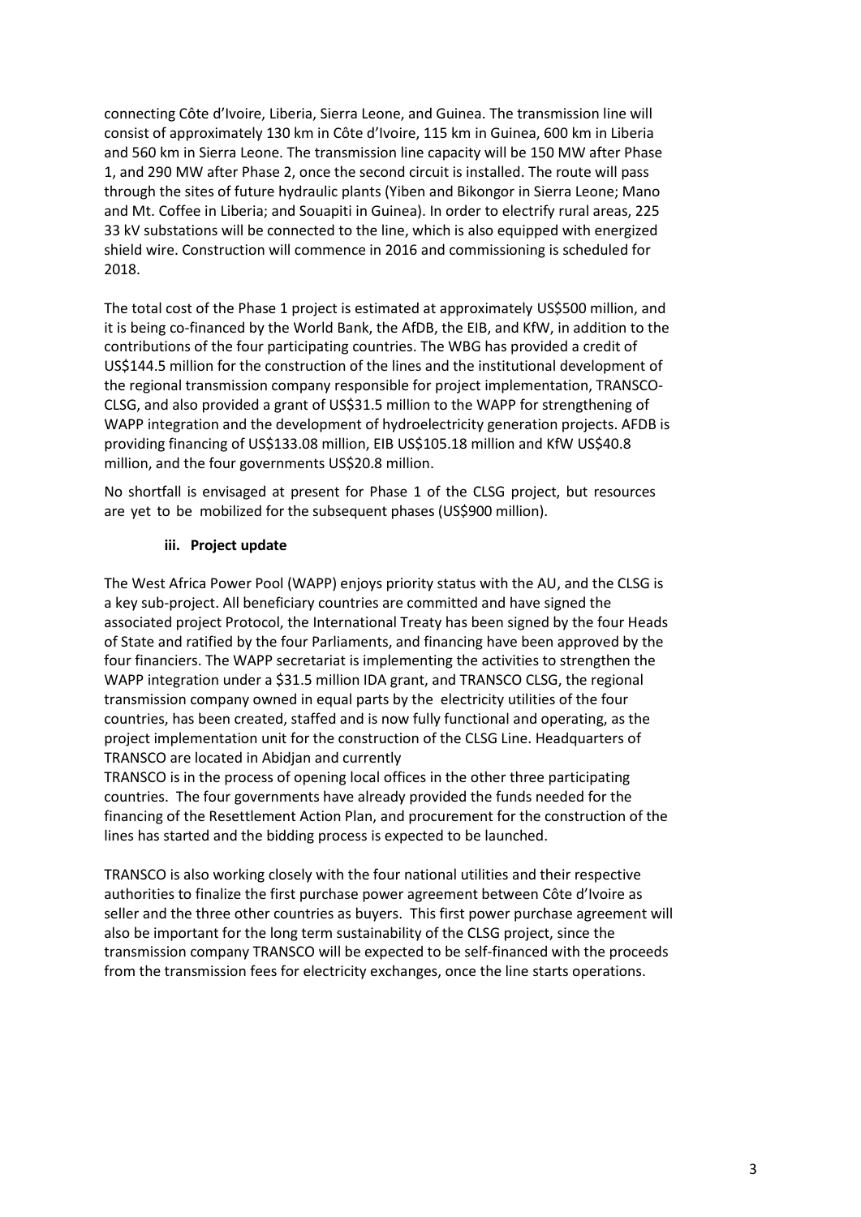connecting Côte d'Ivoire, Liberia, Sierra Leone, and Guinea. The transmission line will consist of approximately 130 km in Côte d'Ivoire, 115 km in Guinea, 600 km in Liberia and 560 km in Sierra Leone. The transmission line capacity will be 150 MW after Phase 1, and 290 MW after Phase 2, once the second circuit is installed. The route will pass through the sites of future hydraulic plants (Yiben and Bikongor in Sierra Leone; Mano and Mt. Coffee in Liberia; and Souapiti in Guinea). In order to electrify rural areas, 225 33 kV substations will be connected to the line, which is also equipped with energized shield wire. Construction will commence in 2016 and commissioning is scheduled for 2018.

The total cost of the Phase 1 project is estimated at approximately US$500 million, and it is being co-financed by the World Bank, the AfDB, the EIB, and KfW, in addition to the contributions of the four participating countries. The WBG has provided a credit of US$144.5 million for the construction of the lines and the institutional development of the regional transmission company responsible for project implementation, TRANSCO-CLSG, and also provided a grant of US$31.5 million to the WAPP for strengthening of WAPP integration and the development of hydroelectricity generation projects. AFDB is providing financing of US$133.08 million, EIB US$105.18 million and KfW US$40.8 million, and the four governments US$20.8 million.

No shortfall is envisaged at present for Phase 1 of the CLSG project, but resources are yet to be mobilized for the subsequent phases (US$900 million).

#### iii. Project update

The West Africa Power Pool (WAPP) enjoys priority status with the AU, and the CLSG is a key sub-project. All beneficiary countries are committed and have signed the associated project Protocol, the International Treaty has been signed by the four Heads of State and ratified by the four Parliaments, and financing have been approved by the four financiers. The WAPP secretariat is implementing the activities to strengthen the WAPP integration under a $31.5 million IDA grant, and TRANSCO CLSG, the regional transmission company owned in equal parts by the electricity utilities of the four countries, has been created, staffed and is now fully functional and operating, as the project implementation unit for the construction of the CLSG Line. Headquarters of TRANSCO are located in Abidjan and currently
TRANSCO is in the process of opening local offices in the other three participating countries. The four governments have already provided the funds needed for the financing of the Resettlement Action Plan, and procurement for the construction of the lines has started and the bidding process is expected to be launched.

TRANSCO is also working closely with the four national utilities and their respective authorities to finalize the first purchase power agreement between Côte d'Ivoire as seller and the three other countries as buyers. This first power purchase agreement will also be important for the long term sustainability of the CLSG project, since the transmission company TRANSCO will be expected to be self-financed with the proceeds from the transmission fees for electricity exchanges, once the line starts operations.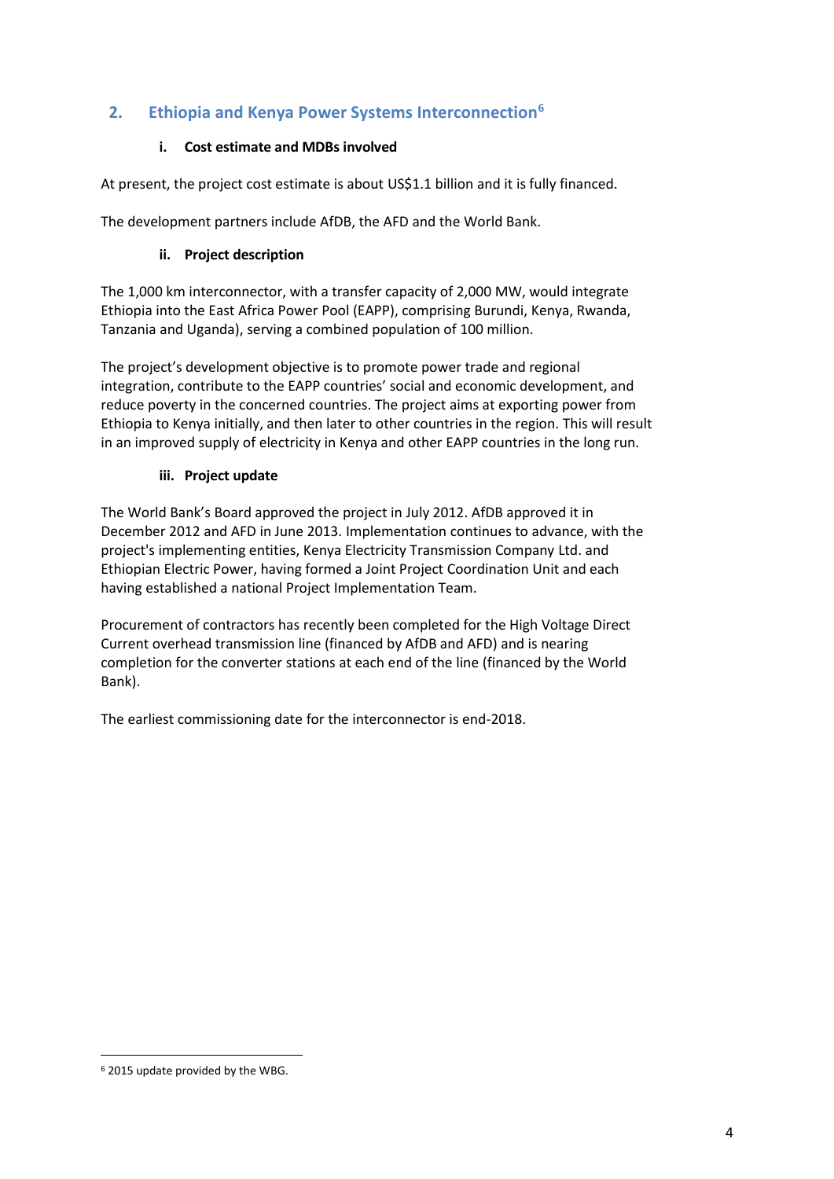## 2. Ethiopia and Kenya Power Systems Interconnection[6]

#### i. Cost estimate and MDBs involved

At present, the project cost estimate is about US$1.1 billion and it is fully financed.

The development partners include AfDB, the AFD and the World Bank.

#### ii. Project description

The 1,000 km interconnector, with a transfer capacity of 2,000 MW, would integrate Ethiopia into the East Africa Power Pool (EAPP), comprising Burundi, Kenya, Rwanda, Tanzania and Uganda), serving a combined population of 100 million.

The project's development objective is to promote power trade and regional integration, contribute to the EAPP countries' social and economic development, and reduce poverty in the concerned countries. The project aims at exporting power from Ethiopia to Kenya initially, and then later to other countries in the region. This will result in an improved supply of electricity in Kenya and other EAPP countries in the long run.

#### iii. Project update

The World Bank's Board approved the project in July 2012. AfDB approved it in December 2012 and AFD in June 2013. Implementation continues to advance, with the project's implementing entities, Kenya Electricity Transmission Company Ltd. and Ethiopian Electric Power, having formed a Joint Project Coordination Unit and each having established a national Project Implementation Team.

Procurement of contractors has recently been completed for the High Voltage Direct Current overhead transmission line (financed by AfDB and AFD) and is nearing completion for the converter stations at each end of the line (financed by the World Bank).

The earliest commissioning date for the interconnector is end-2018.

---

[6] 2015 update provided by the WBG.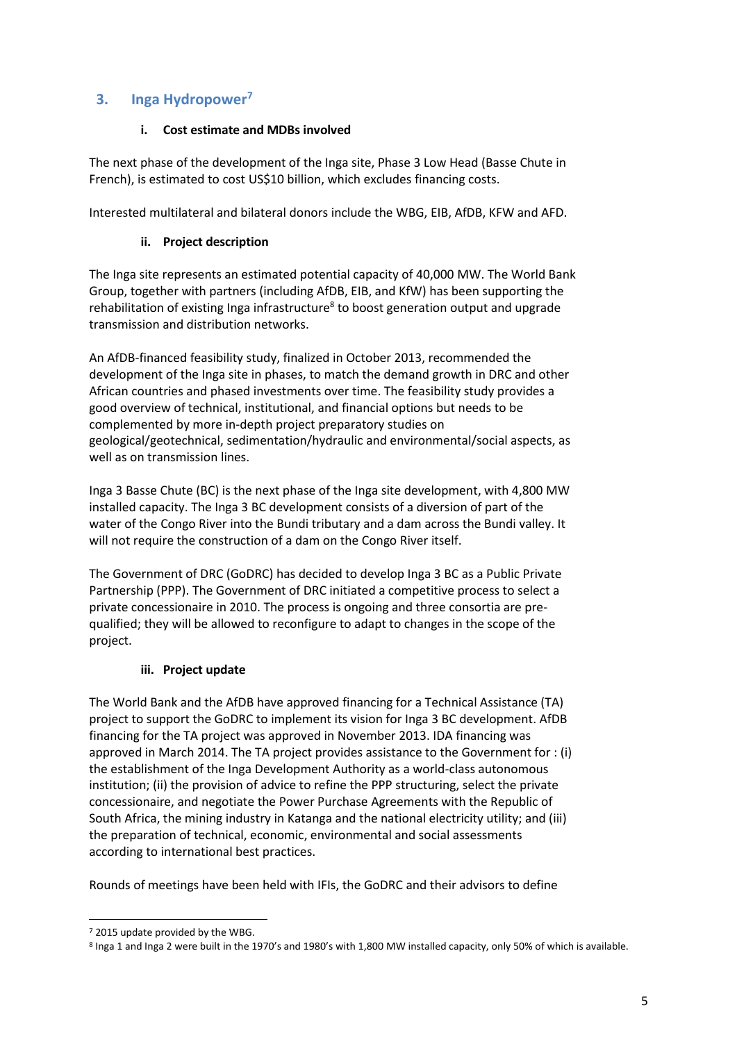## 3. Inga Hydropower[7]

### i. Cost estimate and MDBs involved

The next phase of the development of the Inga site, Phase 3 Low Head (Basse Chute in French), is estimated to cost US$10 billion, which excludes financing costs.

Interested multilateral and bilateral donors include the WBG, EIB, AfDB, KFW and AFD.

### ii. Project description

The Inga site represents an estimated potential capacity of 40,000 MW. The World Bank Group, together with partners (including AfDB, EIB, and KfW) has been supporting the rehabilitation of existing Inga infrastructure[8] to boost generation output and upgrade transmission and distribution networks.

An AfDB-financed feasibility study, finalized in October 2013, recommended the development of the Inga site in phases, to match the demand growth in DRC and other African countries and phased investments over time. The feasibility study provides a good overview of technical, institutional, and financial options but needs to be complemented by more in-depth project preparatory studies on geological/geotechnical, sedimentation/hydraulic and environmental/social aspects, as well as on transmission lines.

Inga 3 Basse Chute (BC) is the next phase of the Inga site development, with 4,800 MW installed capacity. The Inga 3 BC development consists of a diversion of part of the water of the Congo River into the Bundi tributary and a dam across the Bundi valley. It will not require the construction of a dam on the Congo River itself.

The Government of DRC (GoDRC) has decided to develop Inga 3 BC as a Public Private Partnership (PPP). The Government of DRC initiated a competitive process to select a private concessionaire in 2010. The process is ongoing and three consortia are pre-qualified; they will be allowed to reconfigure to adapt to changes in the scope of the project.

### iii. Project update

The World Bank and the AfDB have approved financing for a Technical Assistance (TA) project to support the GoDRC to implement its vision for Inga 3 BC development. AfDB financing for the TA project was approved in November 2013. IDA financing was approved in March 2014. The TA project provides assistance to the Government for : (i) the establishment of the Inga Development Authority as a world-class autonomous institution; (ii) the provision of advice to refine the PPP structuring, select the private concessionaire, and negotiate the Power Purchase Agreements with the Republic of South Africa, the mining industry in Katanga and the national electricity utility; and (iii) the preparation of technical, economic, environmental and social assessments according to international best practices.

Rounds of meetings have been held with IFIs, the GoDRC and their advisors to define

---

[7] 2015 update provided by the WBG.

[8] Inga 1 and Inga 2 were built in the 1970's and 1980's with 1,800 MW installed capacity, only 50% of which is available.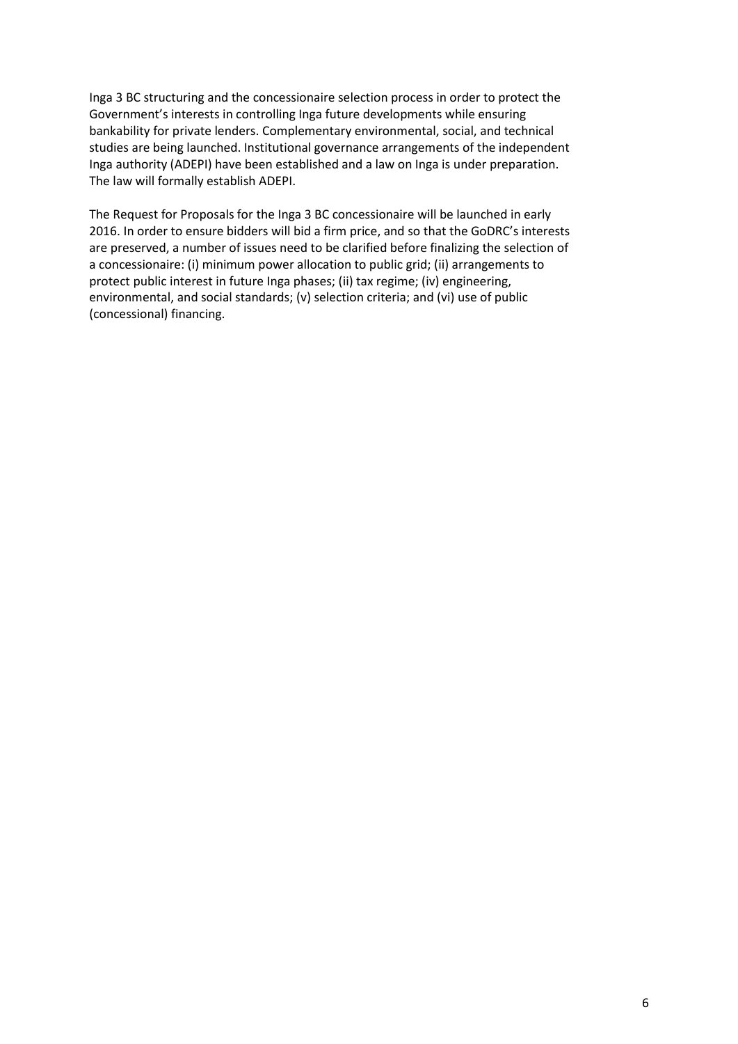Inga 3 BC structuring and the concessionaire selection process in order to protect the Government's interests in controlling Inga future developments while ensuring bankability for private lenders. Complementary environmental, social, and technical studies are being launched. Institutional governance arrangements of the independent Inga authority (ADEPI) have been established and a law on Inga is under preparation. The law will formally establish ADEPI.

The Request for Proposals for the Inga 3 BC concessionaire will be launched in early 2016. In order to ensure bidders will bid a firm price, and so that the GoDRC's interests are preserved, a number of issues need to be clarified before finalizing the selection of a concessionaire: (i) minimum power allocation to public grid; (ii) arrangements to protect public interest in future Inga phases; (ii) tax regime; (iv) engineering, environmental, and social standards; (v) selection criteria; and (vi) use of public (concessional) financing.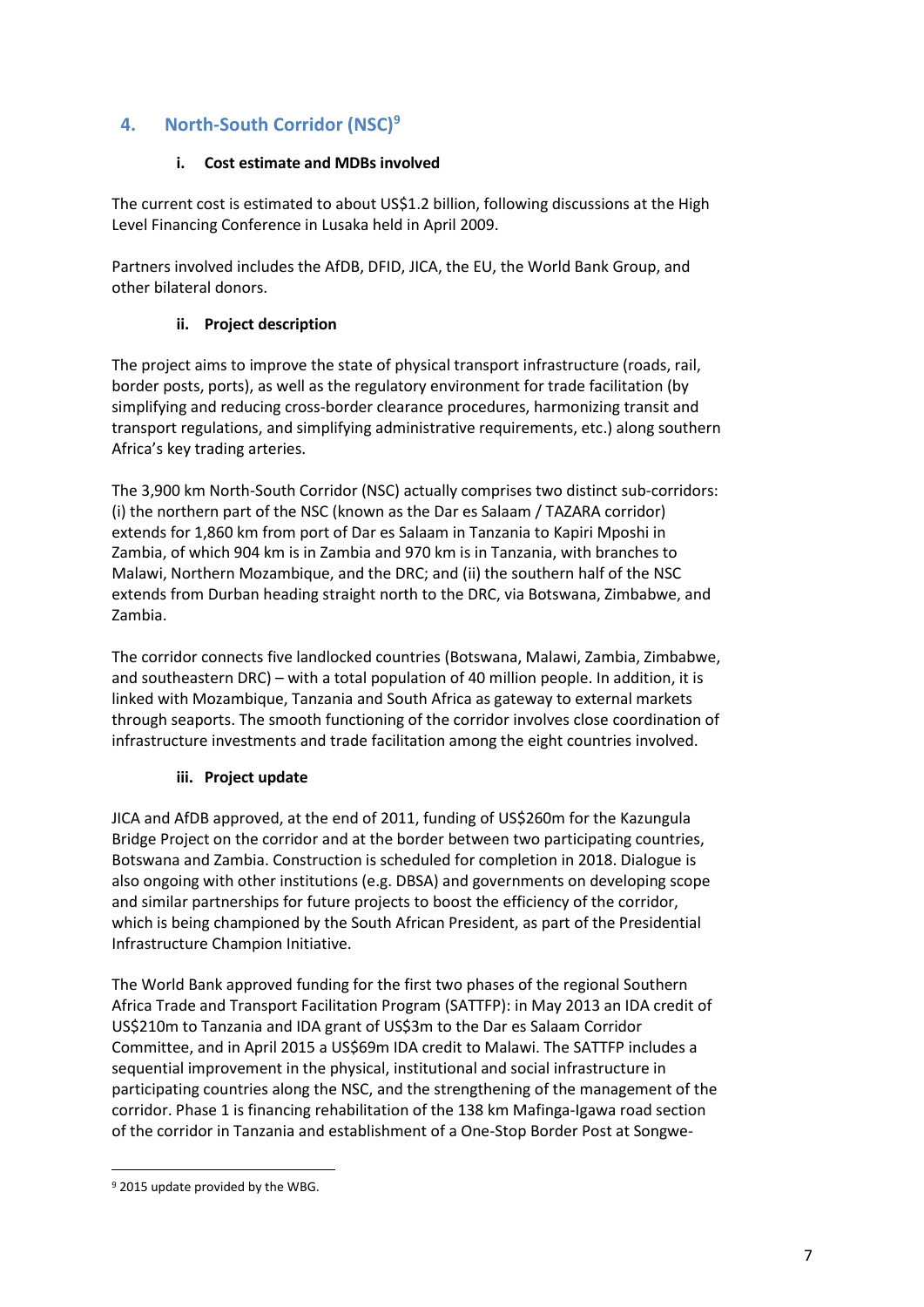## 4. North-South Corridor (NSC)[9]

### i. Cost estimate and MDBs involved

The current cost is estimated to about US$1.2 billion, following discussions at the High Level Financing Conference in Lusaka held in April 2009.

Partners involved includes the AfDB, DFID, JICA, the EU, the World Bank Group, and other bilateral donors.

### ii. Project description

The project aims to improve the state of physical transport infrastructure (roads, rail, border posts, ports), as well as the regulatory environment for trade facilitation (by simplifying and reducing cross-border clearance procedures, harmonizing transit and transport regulations, and simplifying administrative requirements, etc.) along southern Africa's key trading arteries.

The 3,900 km North-South Corridor (NSC) actually comprises two distinct sub-corridors: (i) the northern part of the NSC (known as the Dar es Salaam / TAZARA corridor) extends for 1,860 km from port of Dar es Salaam in Tanzania to Kapiri Mposhi in Zambia, of which 904 km is in Zambia and 970 km is in Tanzania, with branches to Malawi, Northern Mozambique, and the DRC; and (ii) the southern half of the NSC extends from Durban heading straight north to the DRC, via Botswana, Zimbabwe, and Zambia.

The corridor connects five landlocked countries (Botswana, Malawi, Zambia, Zimbabwe, and southeastern DRC) – with a total population of 40 million people. In addition, it is linked with Mozambique, Tanzania and South Africa as gateway to external markets through seaports. The smooth functioning of the corridor involves close coordination of infrastructure investments and trade facilitation among the eight countries involved.

### iii. Project update

JICA and AfDB approved, at the end of 2011, funding of US$260m for the Kazungula Bridge Project on the corridor and at the border between two participating countries, Botswana and Zambia. Construction is scheduled for completion in 2018. Dialogue is also ongoing with other institutions (e.g. DBSA) and governments on developing scope and similar partnerships for future projects to boost the efficiency of the corridor, which is being championed by the South African President, as part of the Presidential Infrastructure Champion Initiative.

The World Bank approved funding for the first two phases of the regional Southern Africa Trade and Transport Facilitation Program (SATTFP): in May 2013 an IDA credit of US$210m to Tanzania and IDA grant of US$3m to the Dar es Salaam Corridor Committee, and in April 2015 a US$69m IDA credit to Malawi. The SATTFP includes a sequential improvement in the physical, institutional and social infrastructure in participating countries along the NSC, and the strengthening of the management of the corridor. Phase 1 is financing rehabilitation of the 138 km Mafinga-Igawa road section of the corridor in Tanzania and establishment of a One-Stop Border Post at Songwe-

[9] 2015 update provided by the WBG.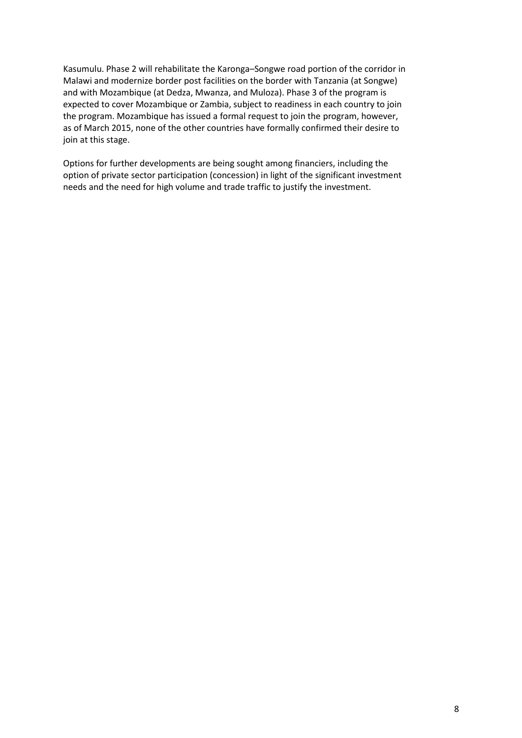Kasumulu. Phase 2 will rehabilitate the Karonga–Songwe road portion of the corridor in Malawi and modernize border post facilities on the border with Tanzania (at Songwe) and with Mozambique (at Dedza, Mwanza, and Muloza). Phase 3 of the program is expected to cover Mozambique or Zambia, subject to readiness in each country to join the program. Mozambique has issued a formal request to join the program, however, as of March 2015, none of the other countries have formally confirmed their desire to join at this stage.

Options for further developments are being sought among financiers, including the option of private sector participation (concession) in light of the significant investment needs and the need for high volume and trade traffic to justify the investment.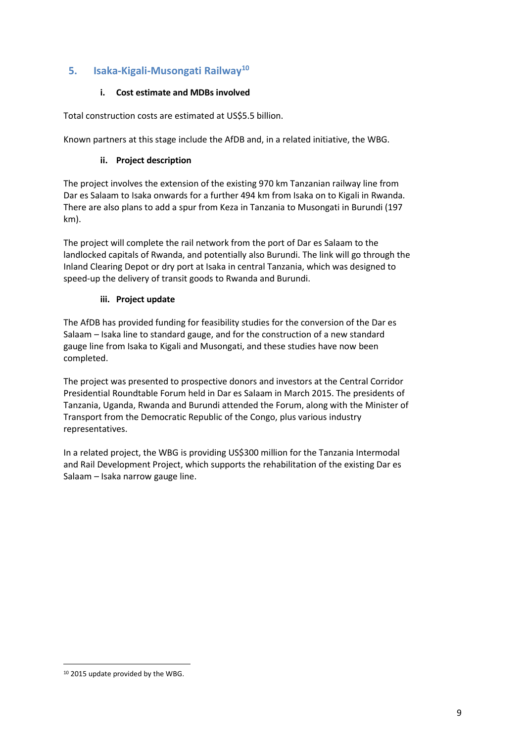## 5. Isaka-Kigali-Musongati Railway[10]

### i. Cost estimate and MDBs involved

Total construction costs are estimated at US$5.5 billion.

Known partners at this stage include the AfDB and, in a related initiative, the WBG.

### ii. Project description

The project involves the extension of the existing 970 km Tanzanian railway line from Dar es Salaam to Isaka onwards for a further 494 km from Isaka on to Kigali in Rwanda. There are also plans to add a spur from Keza in Tanzania to Musongati in Burundi (197 km).

The project will complete the rail network from the port of Dar es Salaam to the landlocked capitals of Rwanda, and potentially also Burundi. The link will go through the Inland Clearing Depot or dry port at Isaka in central Tanzania, which was designed to speed-up the delivery of transit goods to Rwanda and Burundi.

### iii. Project update

The AfDB has provided funding for feasibility studies for the conversion of the Dar es Salaam – Isaka line to standard gauge, and for the construction of a new standard gauge line from Isaka to Kigali and Musongati, and these studies have now been completed.

The project was presented to prospective donors and investors at the Central Corridor Presidential Roundtable Forum held in Dar es Salaam in March 2015. The presidents of Tanzania, Uganda, Rwanda and Burundi attended the Forum, along with the Minister of Transport from the Democratic Republic of the Congo, plus various industry representatives.

In a related project, the WBG is providing US$300 million for the Tanzania Intermodal and Rail Development Project, which supports the rehabilitation of the existing Dar es Salaam – Isaka narrow gauge line.

---

[10] 2015 update provided by the WBG.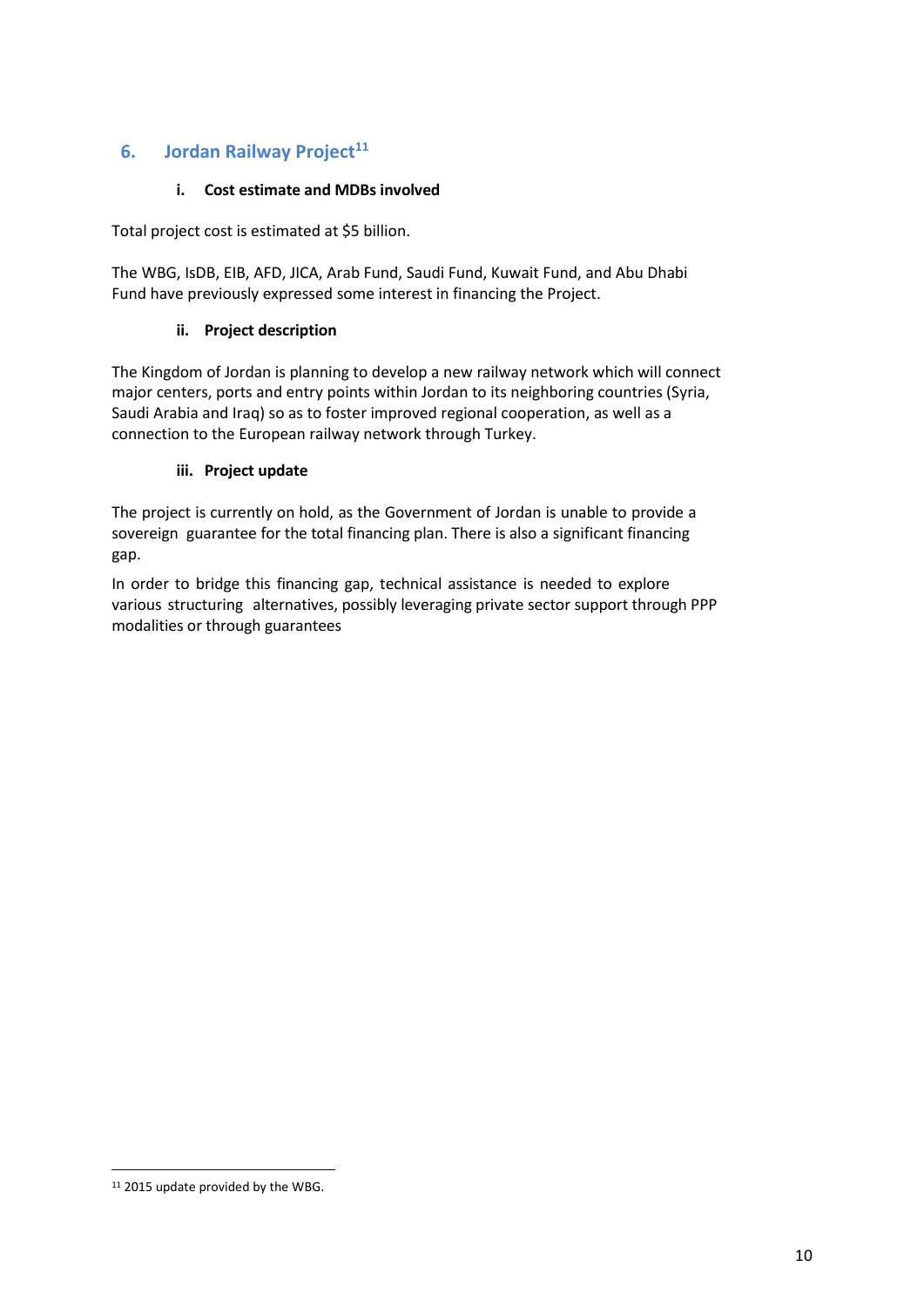## 6. Jordan Railway Project[11]

### i. Cost estimate and MDBs involved

Total project cost is estimated at $5 billion.

The WBG, IsDB, EIB, AFD, JICA, Arab Fund, Saudi Fund, Kuwait Fund, and Abu Dhabi Fund have previously expressed some interest in financing the Project.

### ii. Project description

The Kingdom of Jordan is planning to develop a new railway network which will connect major centers, ports and entry points within Jordan to its neighboring countries (Syria, Saudi Arabia and Iraq) so as to foster improved regional cooperation, as well as a connection to the European railway network through Turkey.

### iii. Project update

The project is currently on hold, as the Government of Jordan is unable to provide a sovereign guarantee for the total financing plan. There is also a significant financing gap.

In order to bridge this financing gap, technical assistance is needed to explore various structuring alternatives, possibly leveraging private sector support through PPP modalities or through guarantees

[11] 2015 update provided by the WBG.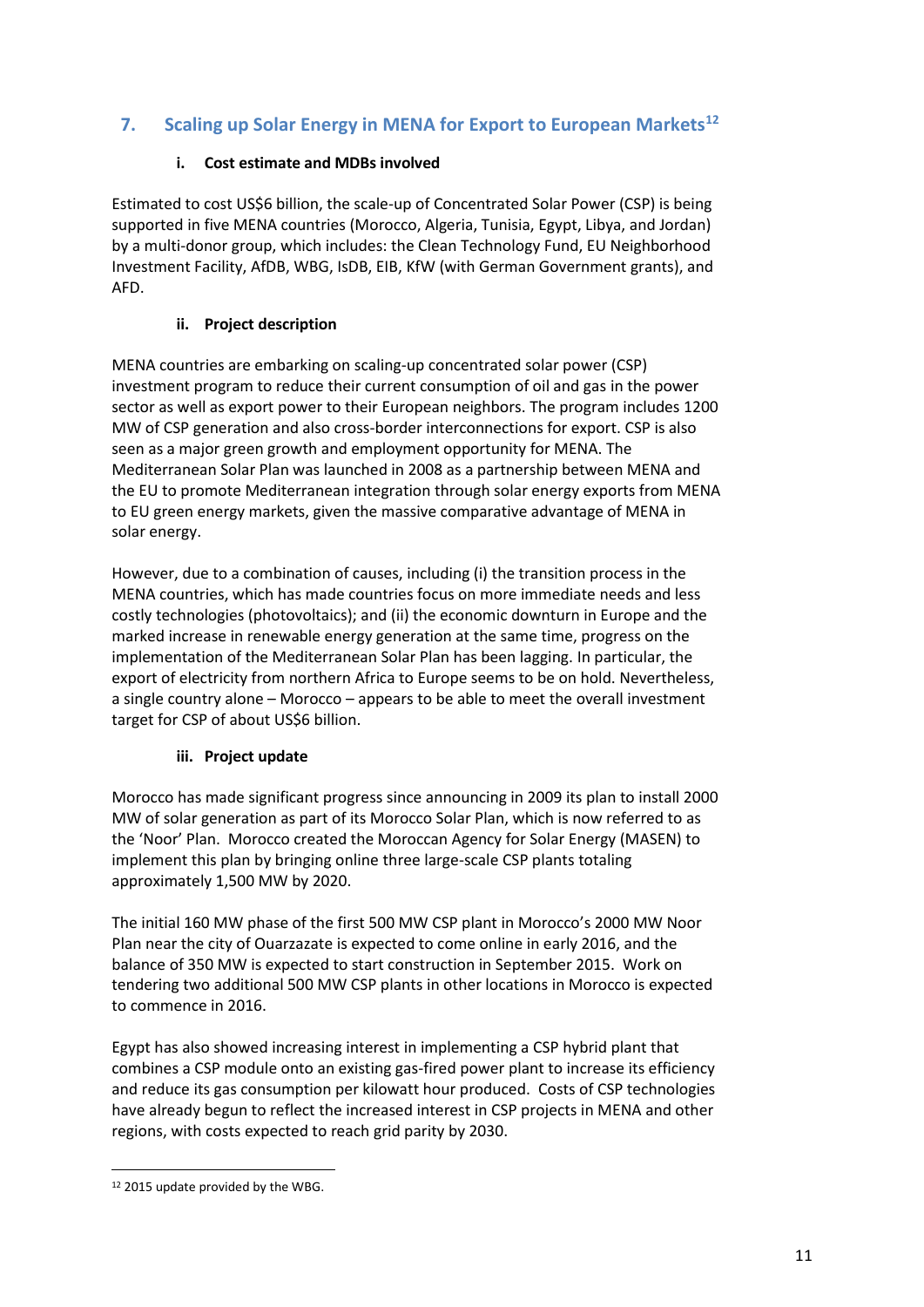## 7. Scaling up Solar Energy in MENA for Export to European Markets[12]

### i. Cost estimate and MDBs involved

Estimated to cost US$6 billion, the scale-up of Concentrated Solar Power (CSP) is being supported in five MENA countries (Morocco, Algeria, Tunisia, Egypt, Libya, and Jordan) by a multi-donor group, which includes: the Clean Technology Fund, EU Neighborhood Investment Facility, AfDB, WBG, IsDB, EIB, KfW (with German Government grants), and AFD.

### ii. Project description

MENA countries are embarking on scaling-up concentrated solar power (CSP) investment program to reduce their current consumption of oil and gas in the power sector as well as export power to their European neighbors. The program includes 1200 MW of CSP generation and also cross-border interconnections for export. CSP is also seen as a major green growth and employment opportunity for MENA. The Mediterranean Solar Plan was launched in 2008 as a partnership between MENA and the EU to promote Mediterranean integration through solar energy exports from MENA to EU green energy markets, given the massive comparative advantage of MENA in solar energy.

However, due to a combination of causes, including (i) the transition process in the MENA countries, which has made countries focus on more immediate needs and less costly technologies (photovoltaics); and (ii) the economic downturn in Europe and the marked increase in renewable energy generation at the same time, progress on the implementation of the Mediterranean Solar Plan has been lagging. In particular, the export of electricity from northern Africa to Europe seems to be on hold. Nevertheless, a single country alone – Morocco – appears to be able to meet the overall investment target for CSP of about US$6 billion.

### iii. Project update

Morocco has made significant progress since announcing in 2009 its plan to install 2000 MW of solar generation as part of its Morocco Solar Plan, which is now referred to as the 'Noor' Plan. Morocco created the Moroccan Agency for Solar Energy (MASEN) to implement this plan by bringing online three large-scale CSP plants totaling approximately 1,500 MW by 2020.

The initial 160 MW phase of the first 500 MW CSP plant in Morocco's 2000 MW Noor Plan near the city of Ouarzazate is expected to come online in early 2016, and the balance of 350 MW is expected to start construction in September 2015. Work on tendering two additional 500 MW CSP plants in other locations in Morocco is expected to commence in 2016.

Egypt has also showed increasing interest in implementing a CSP hybrid plant that combines a CSP module onto an existing gas-fired power plant to increase its efficiency and reduce its gas consumption per kilowatt hour produced. Costs of CSP technologies have already begun to reflect the increased interest in CSP projects in MENA and other regions, with costs expected to reach grid parity by 2030.

---

[12] 2015 update provided by the WBG.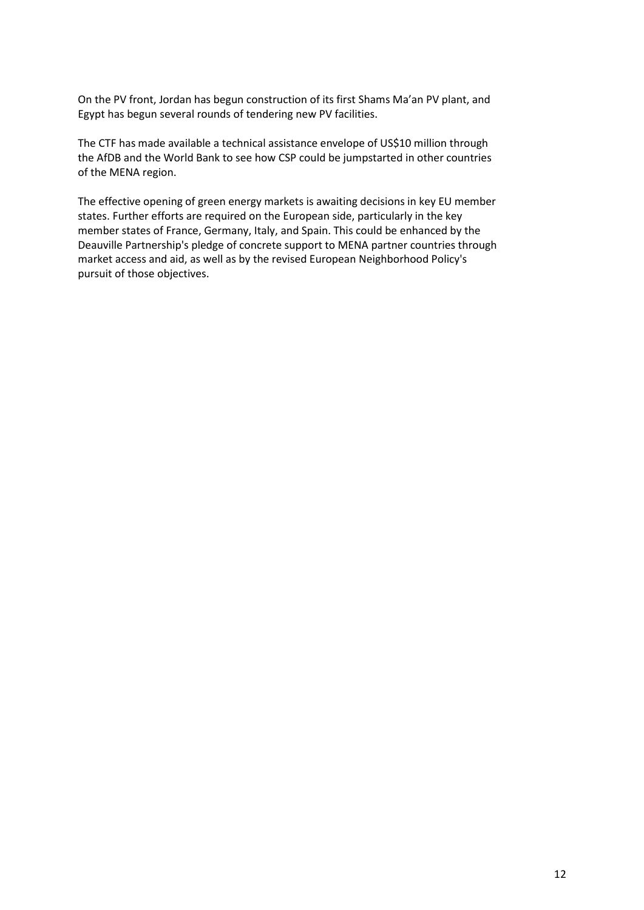On the PV front, Jordan has begun construction of its first Shams Ma'an PV plant, and Egypt has begun several rounds of tendering new PV facilities.

The CTF has made available a technical assistance envelope of US$10 million through the AfDB and the World Bank to see how CSP could be jumpstarted in other countries of the MENA region.

The effective opening of green energy markets is awaiting decisions in key EU member states. Further efforts are required on the European side, particularly in the key member states of France, Germany, Italy, and Spain. This could be enhanced by the Deauville Partnership's pledge of concrete support to MENA partner countries through market access and aid, as well as by the revised European Neighborhood Policy's pursuit of those objectives.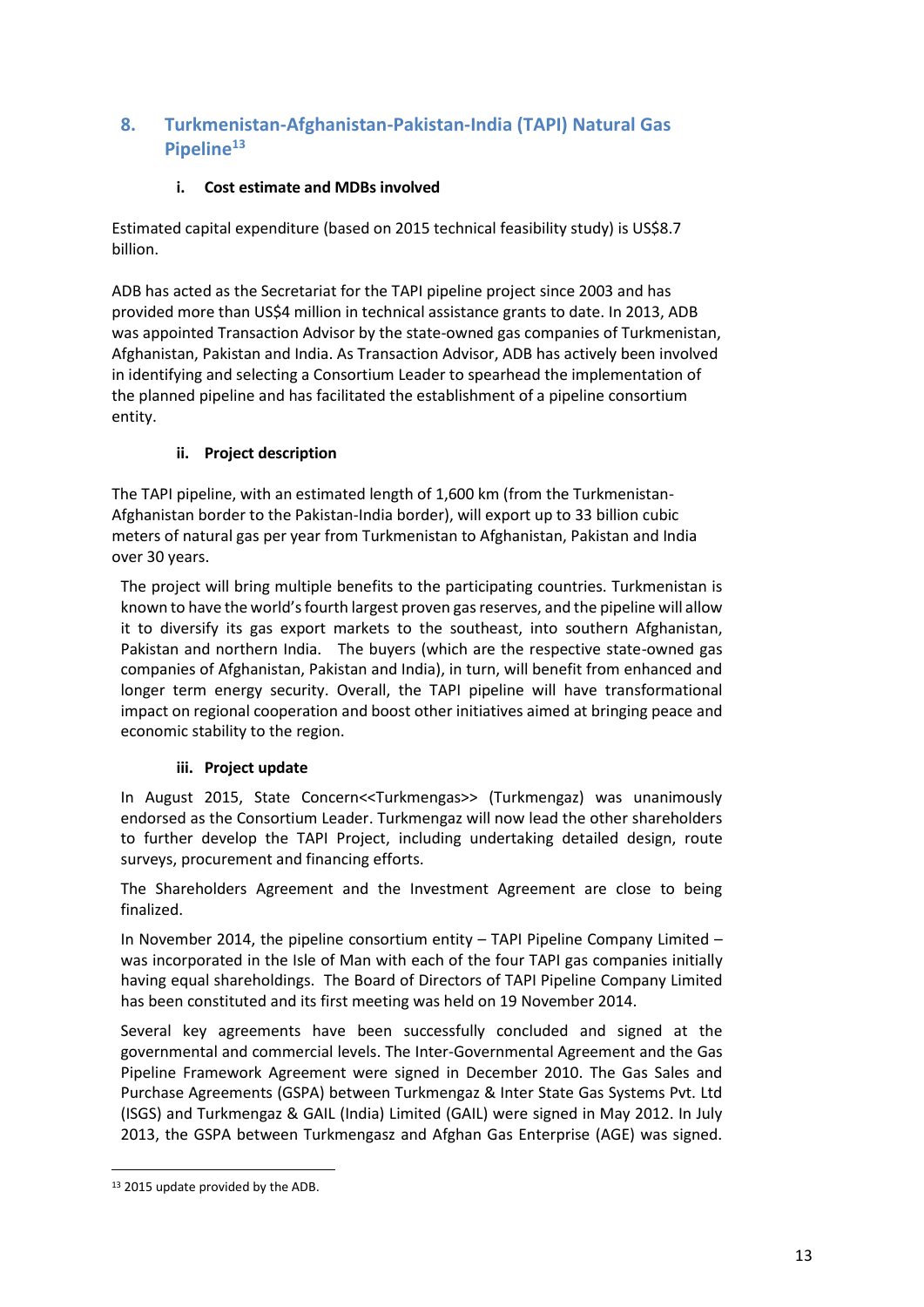## 8. Turkmenistan-Afghanistan-Pakistan-India (TAPI) Natural Gas Pipeline[13]

### i. Cost estimate and MDBs involved

Estimated capital expenditure (based on 2015 technical feasibility study) is US$8.7 billion.

ADB has acted as the Secretariat for the TAPI pipeline project since 2003 and has provided more than US$4 million in technical assistance grants to date. In 2013, ADB was appointed Transaction Advisor by the state-owned gas companies of Turkmenistan, Afghanistan, Pakistan and India. As Transaction Advisor, ADB has actively been involved in identifying and selecting a Consortium Leader to spearhead the implementation of the planned pipeline and has facilitated the establishment of a pipeline consortium entity.

### ii. Project description

The TAPI pipeline, with an estimated length of 1,600 km (from the Turkmenistan-Afghanistan border to the Pakistan-India border), will export up to 33 billion cubic meters of natural gas per year from Turkmenistan to Afghanistan, Pakistan and India over 30 years.

The project will bring multiple benefits to the participating countries. Turkmenistan is known to have the world's fourth largest proven gas reserves, and the pipeline will allow it to diversify its gas export markets to the southeast, into southern Afghanistan, Pakistan and northern India. The buyers (which are the respective state-owned gas companies of Afghanistan, Pakistan and India), in turn, will benefit from enhanced and longer term energy security. Overall, the TAPI pipeline will have transformational impact on regional cooperation and boost other initiatives aimed at bringing peace and economic stability to the region.

### iii. Project update

In August 2015, State Concern<<Turkmengas>> (Turkmengaz) was unanimously endorsed as the Consortium Leader. Turkmengaz will now lead the other shareholders to further develop the TAPI Project, including undertaking detailed design, route surveys, procurement and financing efforts.

The Shareholders Agreement and the Investment Agreement are close to being finalized.

In November 2014, the pipeline consortium entity – TAPI Pipeline Company Limited – was incorporated in the Isle of Man with each of the four TAPI gas companies initially having equal shareholdings. The Board of Directors of TAPI Pipeline Company Limited has been constituted and its first meeting was held on 19 November 2014.

Several key agreements have been successfully concluded and signed at the governmental and commercial levels. The Inter-Governmental Agreement and the Gas Pipeline Framework Agreement were signed in December 2010. The Gas Sales and Purchase Agreements (GSPA) between Turkmengaz & Inter State Gas Systems Pvt. Ltd (ISGS) and Turkmengaz & GAIL (India) Limited (GAIL) were signed in May 2012. In July 2013, the GSPA between Turkmengasz and Afghan Gas Enterprise (AGE) was signed.

---

[13] 2015 update provided by the ADB.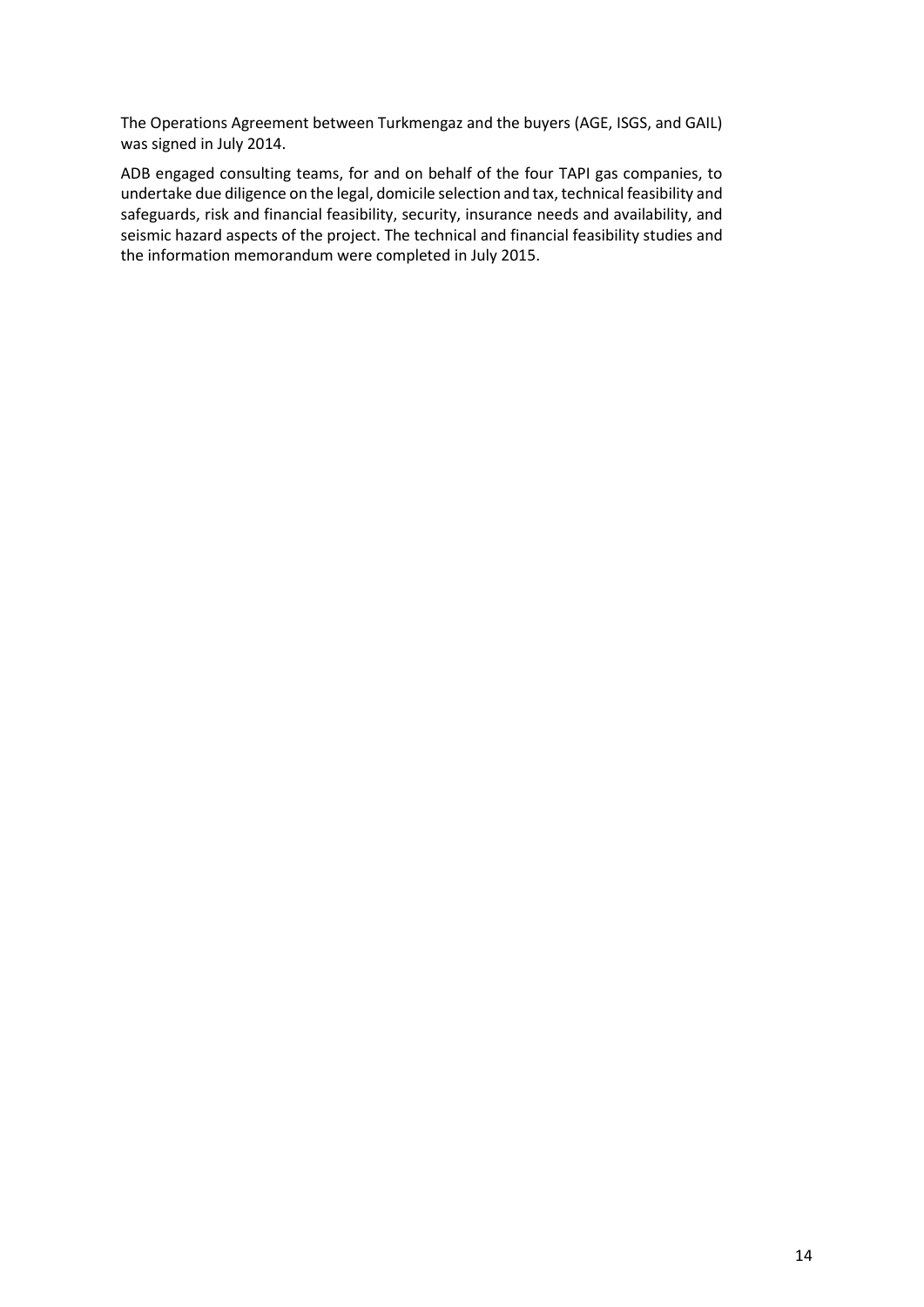The Operations Agreement between Turkmengaz and the buyers (AGE, ISGS, and GAIL) was signed in July 2014.

ADB engaged consulting teams, for and on behalf of the four TAPI gas companies, to undertake due diligence on the legal, domicile selection and tax, technical feasibility and safeguards, risk and financial feasibility, security, insurance needs and availability, and seismic hazard aspects of the project. The technical and financial feasibility studies and the information memorandum were completed in July 2015.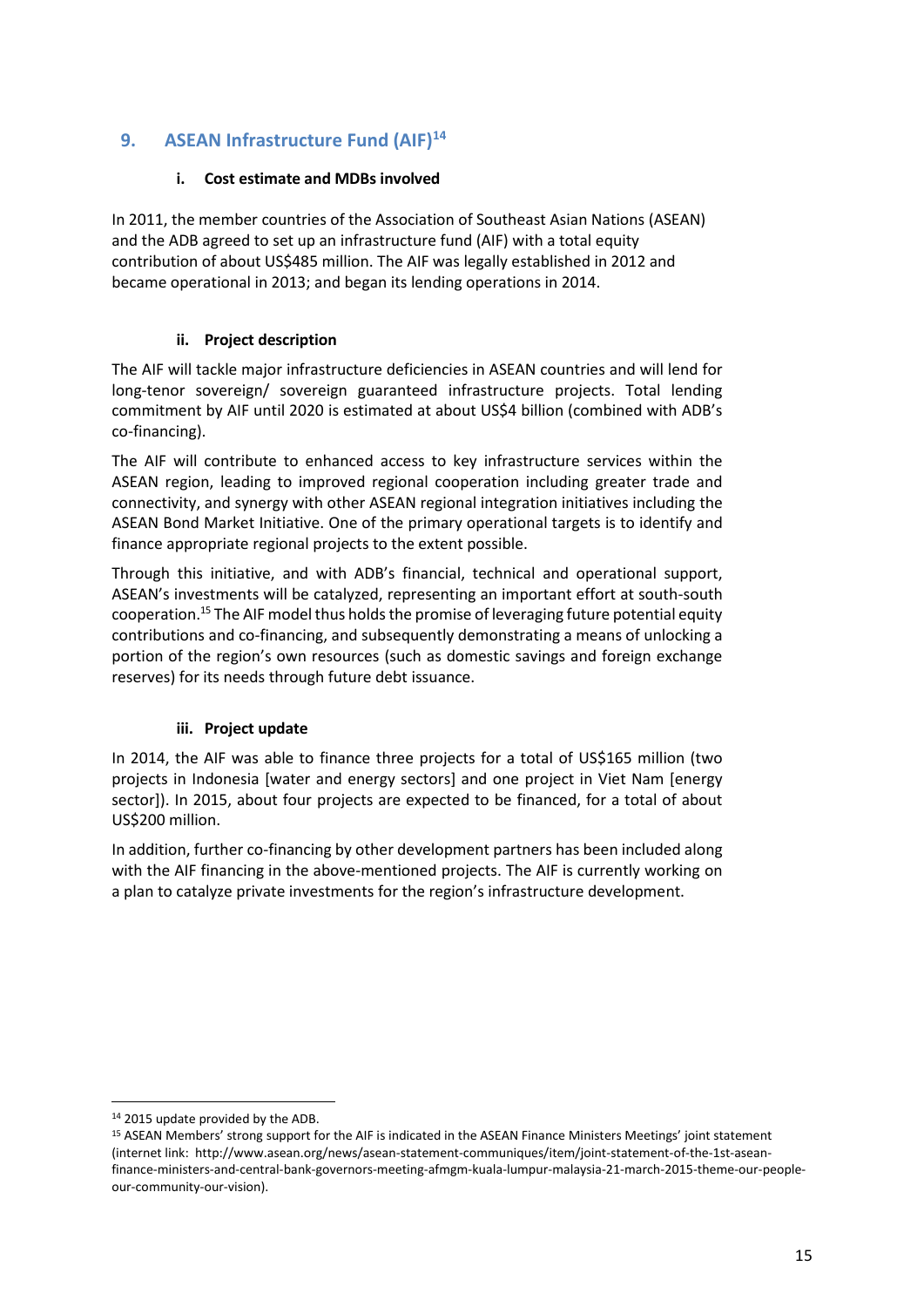## 9. ASEAN Infrastructure Fund (AIF)[14]

### i. Cost estimate and MDBs involved

In 2011, the member countries of the Association of Southeast Asian Nations (ASEAN) and the ADB agreed to set up an infrastructure fund (AIF) with a total equity contribution of about US$485 million. The AIF was legally established in 2012 and became operational in 2013; and began its lending operations in 2014.

### ii. Project description

The AIF will tackle major infrastructure deficiencies in ASEAN countries and will lend for long-tenor sovereign/ sovereign guaranteed infrastructure projects. Total lending commitment by AIF until 2020 is estimated at about US$4 billion (combined with ADB's co-financing).

The AIF will contribute to enhanced access to key infrastructure services within the ASEAN region, leading to improved regional cooperation including greater trade and connectivity, and synergy with other ASEAN regional integration initiatives including the ASEAN Bond Market Initiative. One of the primary operational targets is to identify and finance appropriate regional projects to the extent possible.

Through this initiative, and with ADB's financial, technical and operational support, ASEAN's investments will be catalyzed, representing an important effort at south-south cooperation.[15] The AIF model thus holds the promise of leveraging future potential equity contributions and co-financing, and subsequently demonstrating a means of unlocking a portion of the region's own resources (such as domestic savings and foreign exchange reserves) for its needs through future debt issuance.

### iii. Project update

In 2014, the AIF was able to finance three projects for a total of US$165 million (two projects in Indonesia [water and energy sectors] and one project in Viet Nam [energy sector]). In 2015, about four projects are expected to be financed, for a total of about US$200 million.

In addition, further co-financing by other development partners has been included along with the AIF financing in the above-mentioned projects. The AIF is currently working on a plan to catalyze private investments for the region's infrastructure development.

---

[14] 2015 update provided by the ADB.

[15] ASEAN Members' strong support for the AIF is indicated in the ASEAN Finance Ministers Meetings' joint statement (internet link: http://www.asean.org/news/asean-statement-communiques/item/joint-statement-of-the-1st-asean-finance-ministers-and-central-bank-governors-meeting-afmgm-kuala-lumpur-malaysia-21-march-2015-theme-our-people-our-community-our-vision).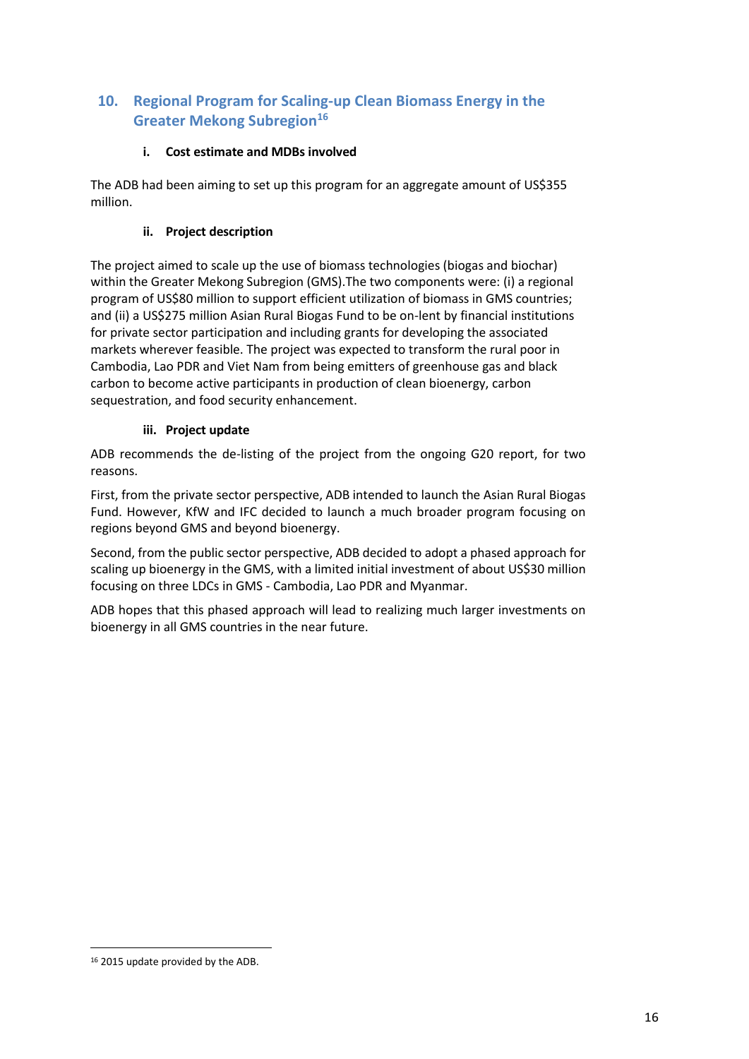## 10. Regional Program for Scaling-up Clean Biomass Energy in the Greater Mekong Subregion[16]

### i. Cost estimate and MDBs involved

The ADB had been aiming to set up this program for an aggregate amount of US$355 million.

### ii. Project description

The project aimed to scale up the use of biomass technologies (biogas and biochar) within the Greater Mekong Subregion (GMS).The two components were: (i) a regional program of US$80 million to support efficient utilization of biomass in GMS countries; and (ii) a US$275 million Asian Rural Biogas Fund to be on-lent by financial institutions for private sector participation and including grants for developing the associated markets wherever feasible. The project was expected to transform the rural poor in Cambodia, Lao PDR and Viet Nam from being emitters of greenhouse gas and black carbon to become active participants in production of clean bioenergy, carbon sequestration, and food security enhancement.

### iii. Project update

ADB recommends the de-listing of the project from the ongoing G20 report, for two reasons.

First, from the private sector perspective, ADB intended to launch the Asian Rural Biogas Fund. However, KfW and IFC decided to launch a much broader program focusing on regions beyond GMS and beyond bioenergy.

Second, from the public sector perspective, ADB decided to adopt a phased approach for scaling up bioenergy in the GMS, with a limited initial investment of about US$30 million focusing on three LDCs in GMS - Cambodia, Lao PDR and Myanmar.

ADB hopes that this phased approach will lead to realizing much larger investments on bioenergy in all GMS countries in the near future.

---

[16] 2015 update provided by the ADB.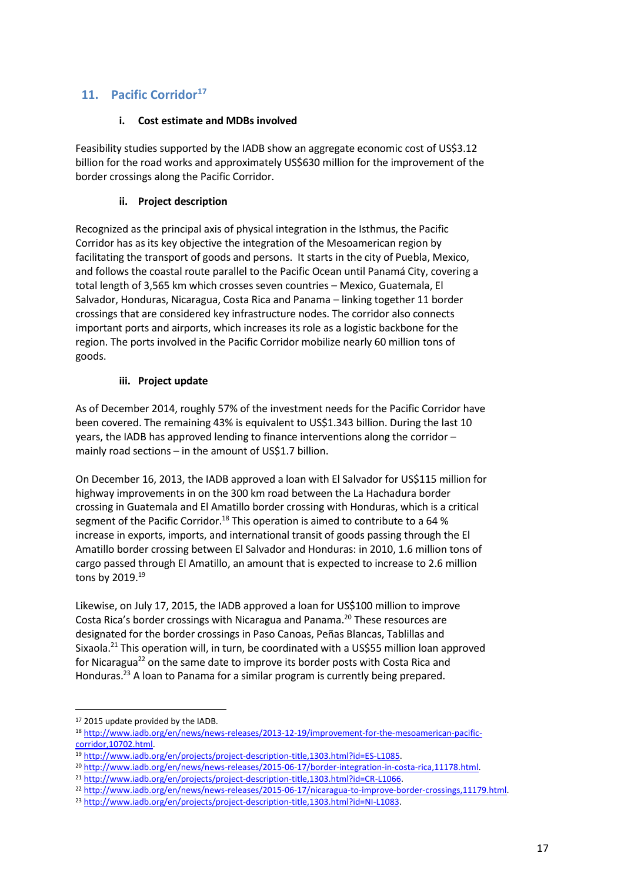## 11. Pacific Corridor[17]

### i. Cost estimate and MDBs involved

Feasibility studies supported by the IADB show an aggregate economic cost of US$3.12 billion for the road works and approximately US$630 million for the improvement of the border crossings along the Pacific Corridor.

### ii. Project description

Recognized as the principal axis of physical integration in the Isthmus, the Pacific Corridor has as its key objective the integration of the Mesoamerican region by facilitating the transport of goods and persons. It starts in the city of Puebla, Mexico, and follows the coastal route parallel to the Pacific Ocean until Panamá City, covering a total length of 3,565 km which crosses seven countries – Mexico, Guatemala, El Salvador, Honduras, Nicaragua, Costa Rica and Panama – linking together 11 border crossings that are considered key infrastructure nodes. The corridor also connects important ports and airports, which increases its role as a logistic backbone for the region. The ports involved in the Pacific Corridor mobilize nearly 60 million tons of goods.

### iii. Project update

As of December 2014, roughly 57% of the investment needs for the Pacific Corridor have been covered. The remaining 43% is equivalent to US$1.343 billion. During the last 10 years, the IADB has approved lending to finance interventions along the corridor – mainly road sections – in the amount of US$1.7 billion.

On December 16, 2013, the IADB approved a loan with El Salvador for US$115 million for highway improvements in on the 300 km road between the La Hachadura border crossing in Guatemala and El Amatillo border crossing with Honduras, which is a critical segment of the Pacific Corridor.[18] This operation is aimed to contribute to a 64 % increase in exports, imports, and international transit of goods passing through the El Amatillo border crossing between El Salvador and Honduras: in 2010, 1.6 million tons of cargo passed through El Amatillo, an amount that is expected to increase to 2.6 million tons by 2019.[19]

Likewise, on July 17, 2015, the IADB approved a loan for US$100 million to improve Costa Rica's border crossings with Nicaragua and Panama.[20] These resources are designated for the border crossings in Paso Canoas, Peñas Blancas, Tablillas and Sixaola.[21] This operation will, in turn, be coordinated with a US$55 million loan approved for Nicaragua[22] on the same date to improve its border posts with Costa Rica and Honduras.[23] A loan to Panama for a similar program is currently being prepared.

---

[17] 2015 update provided by the IADB.

[18] http://www.iadb.org/en/news/news-releases/2013-12-19/improvement-for-the-mesoamerican-pacific-corridor,10702.html.

[19] http://www.iadb.org/en/projects/project-description-title,1303.html?id=ES-L1085.

[20] http://www.iadb.org/en/news/news-releases/2015-06-17/border-integration-in-costa-rica,11178.html.

[21] http://www.iadb.org/en/projects/project-description-title,1303.html?id=CR-L1066.

[22] http://www.iadb.org/en/news/news-releases/2015-06-17/nicaragua-to-improve-border-crossings,11179.html.

[23] http://www.iadb.org/en/projects/project-description-title,1303.html?id=NI-L1083.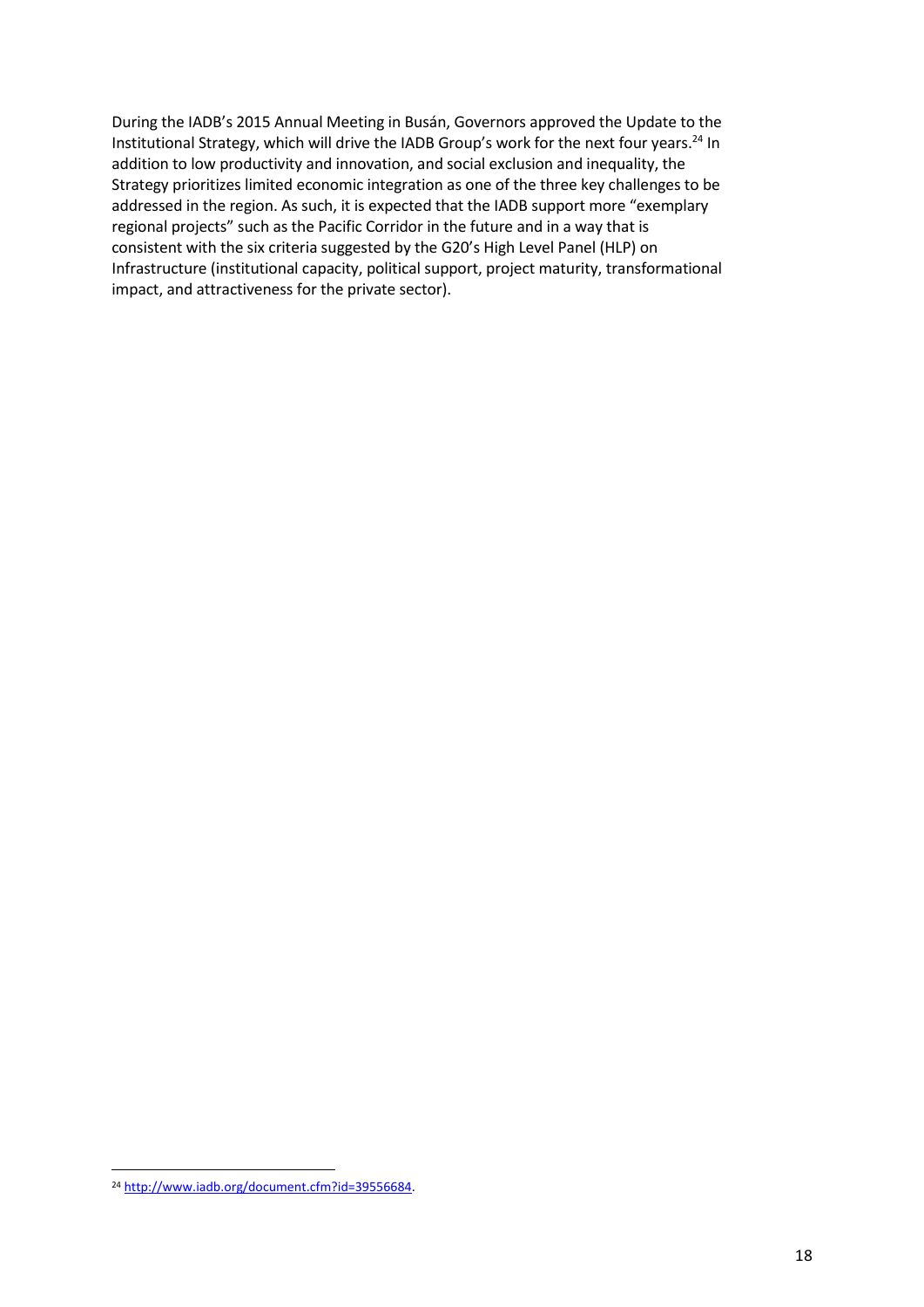During the IADB's 2015 Annual Meeting in Busán, Governors approved the Update to the Institutional Strategy, which will drive the IADB Group's work for the next four years.[24] In addition to low productivity and innovation, and social exclusion and inequality, the Strategy prioritizes limited economic integration as one of the three key challenges to be addressed in the region. As such, it is expected that the IADB support more "exemplary regional projects" such as the Pacific Corridor in the future and in a way that is consistent with the six criteria suggested by the G20's High Level Panel (HLP) on Infrastructure (institutional capacity, political support, project maturity, transformational impact, and attractiveness for the private sector).

[24] http://www.iadb.org/document.cfm?id=39556684.